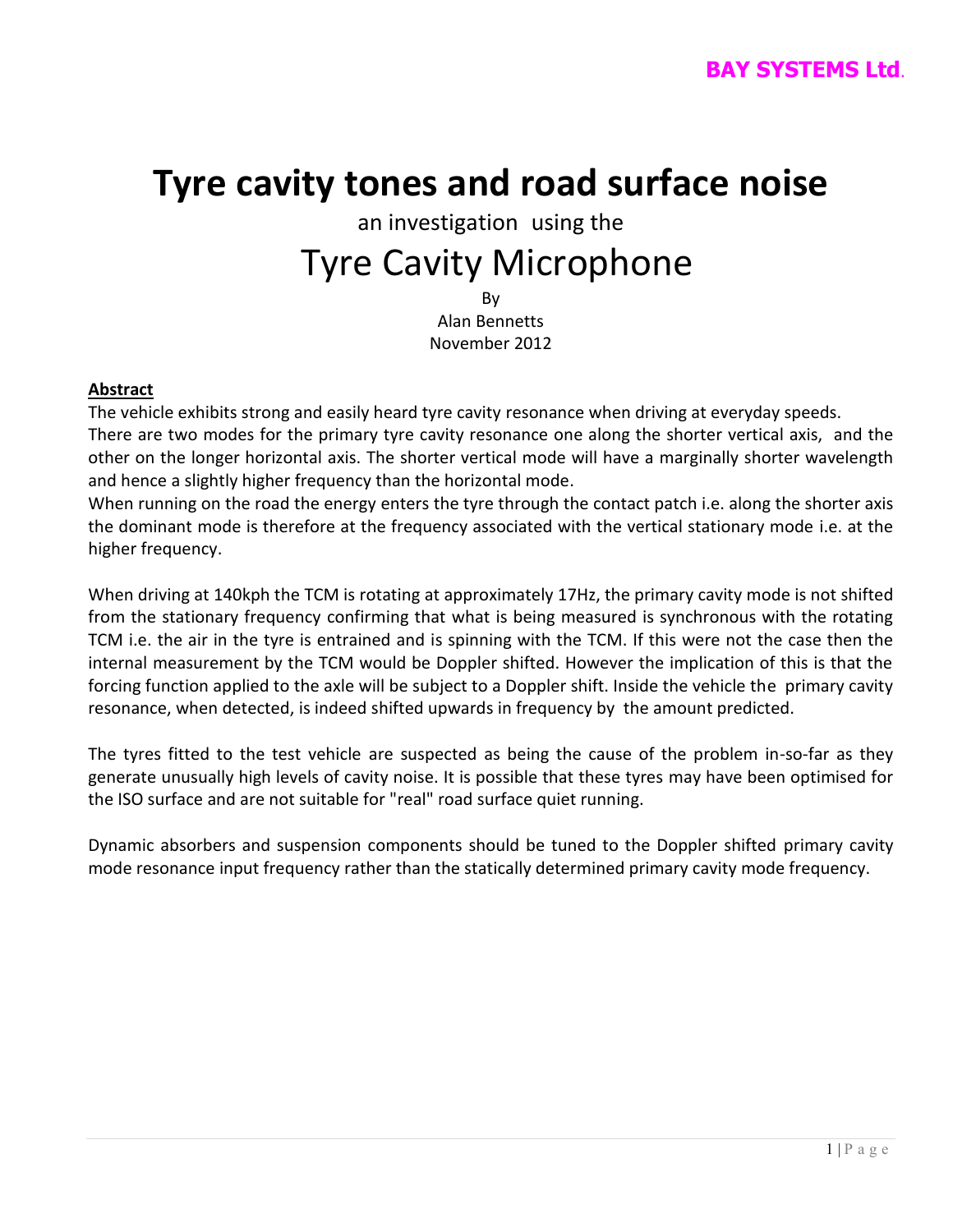**BAY SYSTEMS Ltd.**

# Tyre cavity tones and road surface noise

an investigation using the

## Tyre Cavity Microphone

By
Alan Bennetts
November 2012

**Abstract**

The vehicle exhibits strong and easily heard tyre cavity resonance when driving at everyday speeds. There are two modes for the primary tyre cavity resonance one along the shorter vertical axis, and the other on the longer horizontal axis. The shorter vertical mode will have a marginally shorter wavelength and hence a slightly higher frequency than the horizontal mode.

When running on the road the energy enters the tyre through the contact patch i.e. along the shorter axis the dominant mode is therefore at the frequency associated with the vertical stationary mode i.e. at the higher frequency.

When driving at 140kph the TCM is rotating at approximately 17Hz, the primary cavity mode is not shifted from the stationary frequency confirming that what is being measured is synchronous with the rotating TCM i.e. the air in the tyre is entrained and is spinning with the TCM. If this were not the case then the internal measurement by the TCM would be Doppler shifted. However the implication of this is that the forcing function applied to the axle will be subject to a Doppler shift. Inside the vehicle the primary cavity resonance, when detected, is indeed shifted upwards in frequency by the amount predicted.

The tyres fitted to the test vehicle are suspected as being the cause of the problem in-so-far as they generate unusually high levels of cavity noise. It is possible that these tyres may have been optimised for the ISO surface and are not suitable for "real" road surface quiet running.

Dynamic absorbers and suspension components should be tuned to the Doppler shifted primary cavity mode resonance input frequency rather than the statically determined primary cavity mode frequency.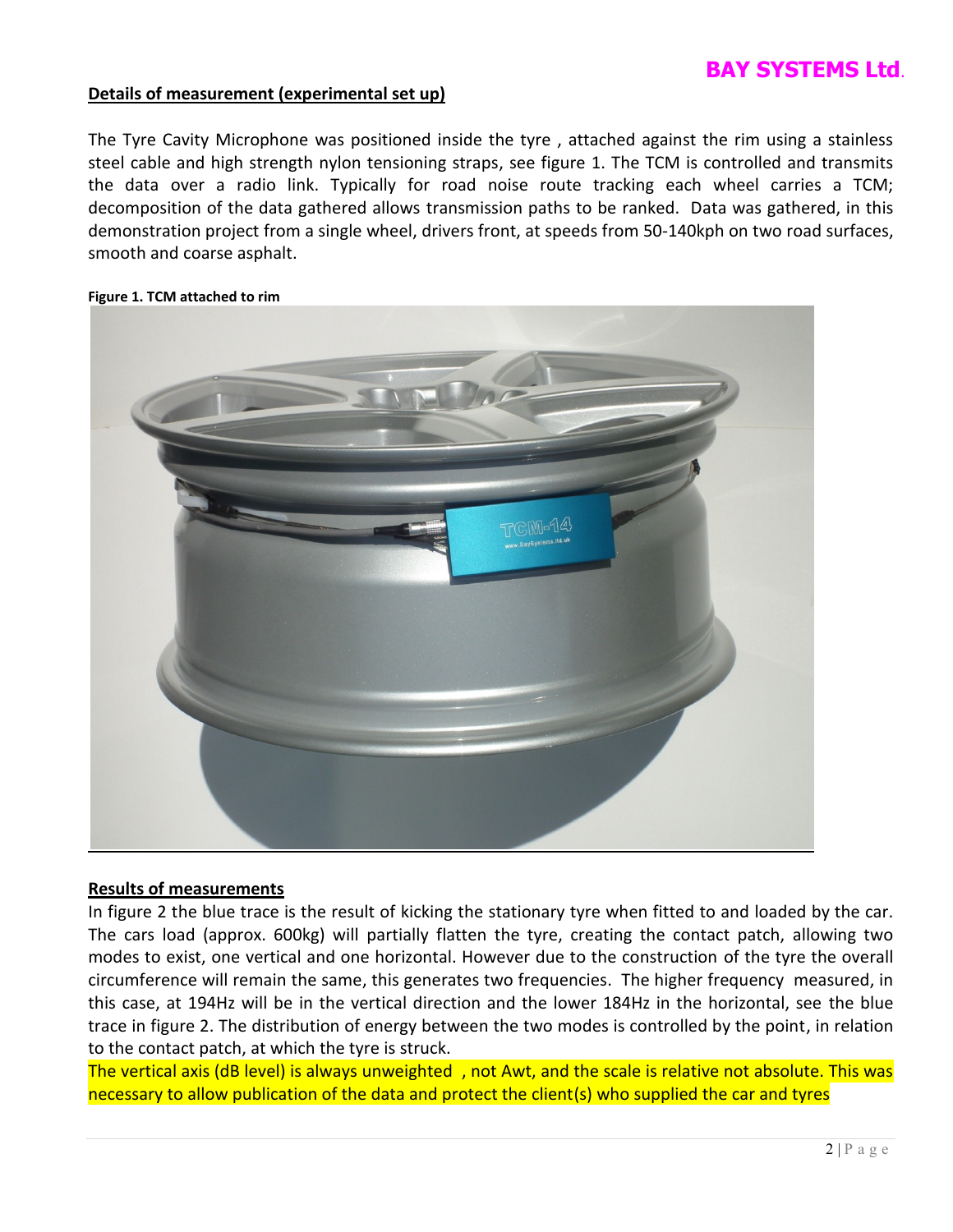## Details of measurement (experimental set up)

The Tyre Cavity Microphone was positioned inside the tyre , attached against the rim using a stainless steel cable and high strength nylon tensioning straps, see figure 1. The TCM is controlled and transmits the data over a radio link. Typically for road noise route tracking each wheel carries a TCM; decomposition of the data gathered allows transmission paths to be ranked. Data was gathered, in this demonstration project from a single wheel, drivers front, at speeds from 50-140kph on two road surfaces, smooth and coarse asphalt.

**Figure 1. TCM attached to rim**

## Results of measurements

In figure 2 the blue trace is the result of kicking the stationary tyre when fitted to and loaded by the car. The cars load (approx. 600kg) will partially flatten the tyre, creating the contact patch, allowing two modes to exist, one vertical and one horizontal. However due to the construction of the tyre the overall circumference will remain the same, this generates two frequencies. The higher frequency measured, in this case, at 194Hz will be in the vertical direction and the lower 184Hz in the horizontal, see the blue trace in figure 2. The distribution of energy between the two modes is controlled by the point, in relation to the contact patch, at which the tyre is struck.

The vertical axis (dB level) is always unweighted , not Awt, and the scale is relative not absolute. This was necessary to allow publication of the data and protect the client(s) who supplied the car and tyres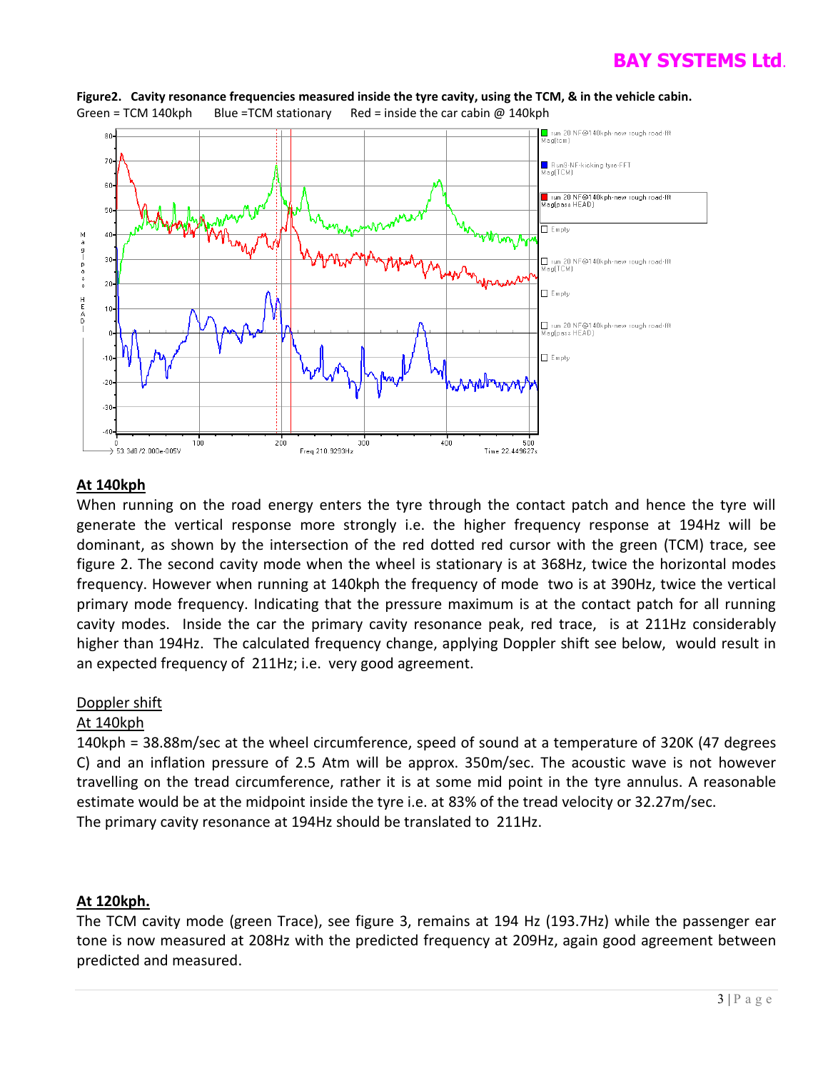**Figure2. Cavity resonance frequencies measured inside the tyre cavity, using the TCM, & in the vehicle cabin.**
Green = TCM 140kph Blue =TCM stationary Red = inside the car cabin @ 140kph

## At 140kph

When running on the road energy enters the tyre through the contact patch and hence the tyre will generate the vertical response more strongly i.e. the higher frequency response at 194Hz will be dominant, as shown by the intersection of the red dotted red cursor with the green (TCM) trace, see figure 2. The second cavity mode when the wheel is stationary is at 368Hz, twice the horizontal modes frequency. However when running at 140kph the frequency of mode two is at 390Hz, twice the vertical primary mode frequency. Indicating that the pressure maximum is at the contact patch for all running cavity modes. Inside the car the primary cavity resonance peak, red trace, is at 211Hz considerably higher than 194Hz. The calculated frequency change, applying Doppler shift see below, would result in an expected frequency of 211Hz; i.e. very good agreement.

Doppler shift

At 140kph

140kph = 38.88m/sec at the wheel circumference, speed of sound at a temperature of 320K (47 degrees C) and an inflation pressure of 2.5 Atm will be approx. 350m/sec. The acoustic wave is not however travelling on the tread circumference, rather it is at some mid point in the tyre annulus. A reasonable estimate would be at the midpoint inside the tyre i.e. at 83% of the tread velocity or 32.27m/sec.
The primary cavity resonance at 194Hz should be translated to 211Hz.

## At 120kph.

The TCM cavity mode (green Trace), see figure 3, remains at 194 Hz (193.7Hz) while the passenger ear tone is now measured at 208Hz with the predicted frequency at 209Hz, again good agreement between predicted and measured.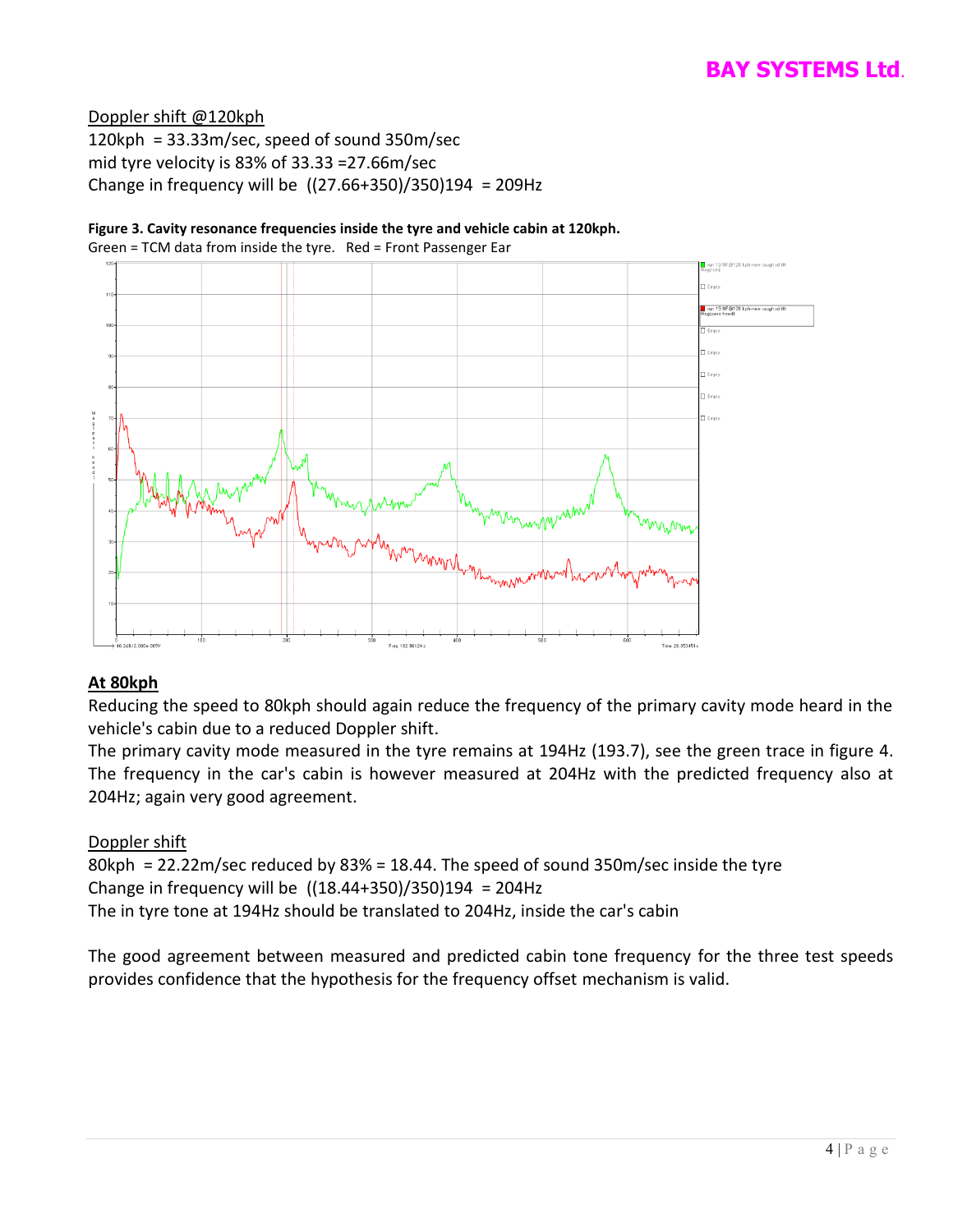Doppler shift @120kph

120kph = 33.33m/sec, speed of sound 350m/sec

mid tyre velocity is 83% of 33.33 =27.66m/sec

Change in frequency will be ((27.66+350)/350)194 = 209Hz

**Figure 3. Cavity resonance frequencies inside the tyre and vehicle cabin at 120kph.**

Green = TCM data from inside the tyre. Red = Front Passenger Ear

## At 80kph

Reducing the speed to 80kph should again reduce the frequency of the primary cavity mode heard in the vehicle's cabin due to a reduced Doppler shift.

The primary cavity mode measured in the tyre remains at 194Hz (193.7), see the green trace in figure 4. The frequency in the car's cabin is however measured at 204Hz with the predicted frequency also at 204Hz; again very good agreement.

Doppler shift

80kph = 22.22m/sec reduced by 83% = 18.44. The speed of sound 350m/sec inside the tyre

Change in frequency will be ((18.44+350)/350)194 = 204Hz

The in tyre tone at 194Hz should be translated to 204Hz, inside the car's cabin

The good agreement between measured and predicted cabin tone frequency for the three test speeds provides confidence that the hypothesis for the frequency offset mechanism is valid.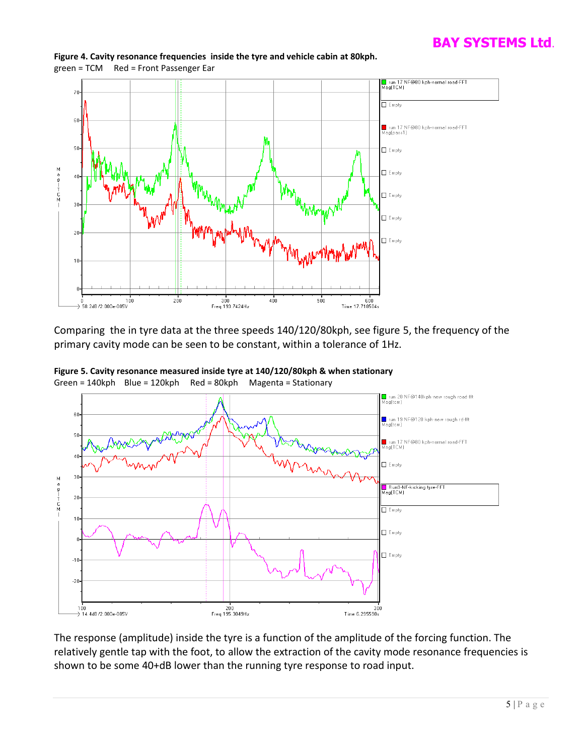**Figure 4. Cavity resonance frequencies inside the tyre and vehicle cabin at 80kph.**
green = TCM Red = Front Passenger Ear

Comparing the in tyre data at the three speeds 140/120/80kph, see figure 5, the frequency of the primary cavity mode can be seen to be constant, within a tolerance of 1Hz.

**Figure 5. Cavity resonance measured inside tyre at 140/120/80kph & when stationary**
Green = 140kph Blue = 120kph Red = 80kph Magenta = Stationary

The response (amplitude) inside the tyre is a function of the amplitude of the forcing function. The relatively gentle tap with the foot, to allow the extraction of the cavity mode resonance frequencies is shown to be some 40+dB lower than the running tyre response to road input.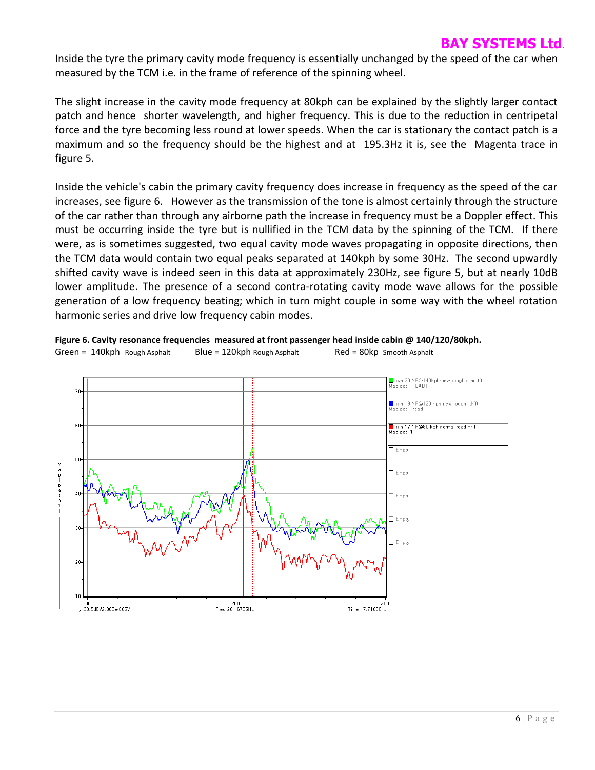Inside the tyre the primary cavity mode frequency is essentially unchanged by the speed of the car when measured by the TCM i.e. in the frame of reference of the spinning wheel.

The slight increase in the cavity mode frequency at 80kph can be explained by the slightly larger contact patch and hence shorter wavelength, and higher frequency. This is due to the reduction in centripetal force and the tyre becoming less round at lower speeds. When the car is stationary the contact patch is a maximum and so the frequency should be the highest and at 195.3Hz it is, see the Magenta trace in figure 5.

Inside the vehicle's cabin the primary cavity frequency does increase in frequency as the speed of the car increases, see figure 6. However as the transmission of the tone is almost certainly through the structure of the car rather than through any airborne path the increase in frequency must be a Doppler effect. This must be occurring inside the tyre but is nullified in the TCM data by the spinning of the TCM. If there were, as is sometimes suggested, two equal cavity mode waves propagating in opposite directions, then the TCM data would contain two equal peaks separated at 140kph by some 30Hz. The second upwardly shifted cavity wave is indeed seen in this data at approximately 230Hz, see figure 5, but at nearly 10dB lower amplitude. The presence of a second contra-rotating cavity mode wave allows for the possible generation of a low frequency beating; which in turn might couple in some way with the wheel rotation harmonic series and drive low frequency cabin modes.

**Figure 6. Cavity resonance frequencies measured at front passenger head inside cabin @ 140/120/80kph.**

Green = 140kph Rough Asphalt  Blue = 120kph Rough Asphalt  Red = 80kp Smooth Asphalt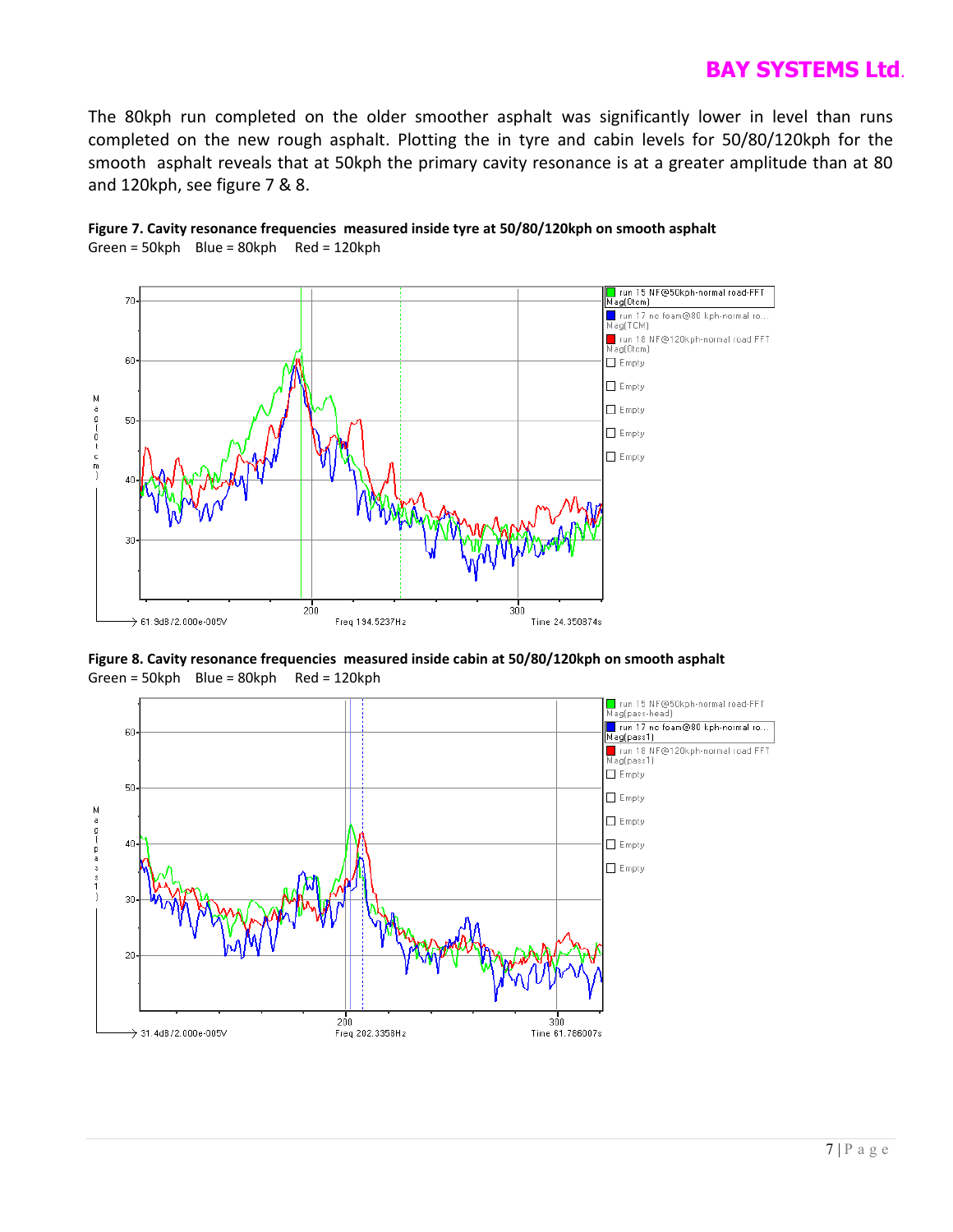The 80kph run completed on the older smoother asphalt was significantly lower in level than runs completed on the new rough asphalt. Plotting the in tyre and cabin levels for 50/80/120kph for the smooth asphalt reveals that at 50kph the primary cavity resonance is at a greater amplitude than at 80 and 120kph, see figure 7 & 8.

**Figure 7. Cavity resonance frequencies measured inside tyre at 50/80/120kph on smooth asphalt**
Green = 50kph Blue = 80kph Red = 120kph

**Figure 8. Cavity resonance frequencies measured inside cabin at 50/80/120kph on smooth asphalt**
Green = 50kph Blue = 80kph Red = 120kph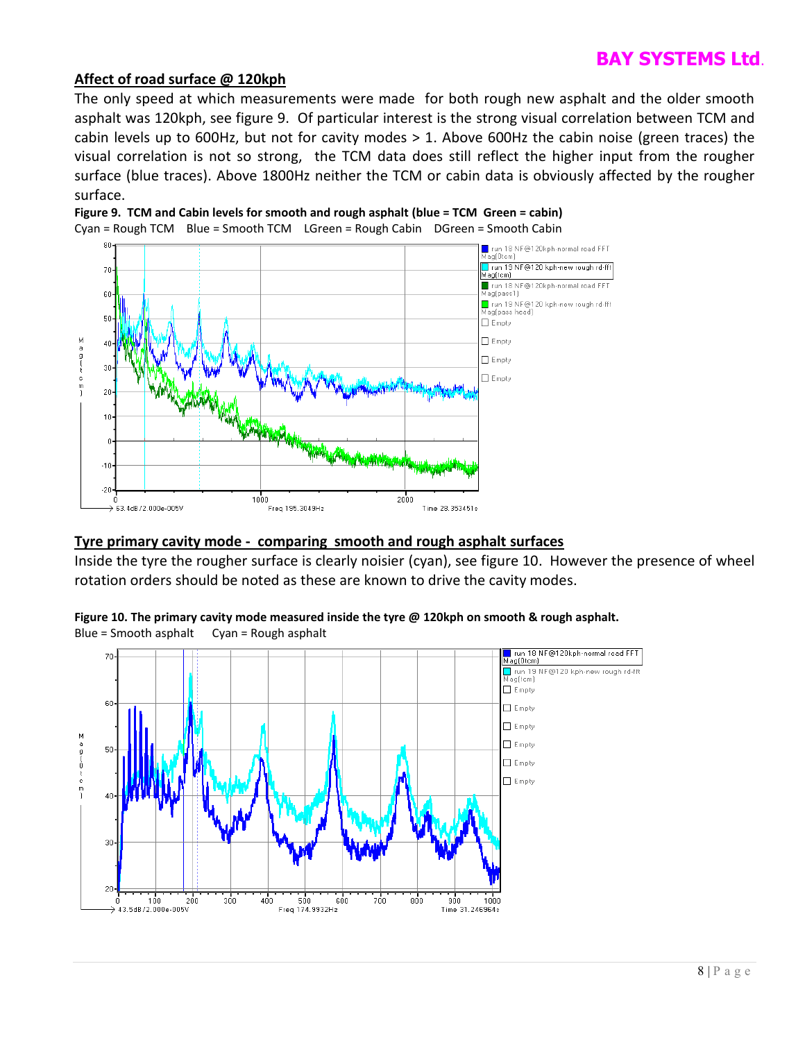## Affect of road surface @ 120kph

The only speed at which measurements were made for both rough new asphalt and the older smooth asphalt was 120kph, see figure 9. Of particular interest is the strong visual correlation between TCM and cabin levels up to 600Hz, but not for cavity modes > 1. Above 600Hz the cabin noise (green traces) the visual correlation is not so strong, the TCM data does still reflect the higher input from the rougher surface (blue traces). Above 1800Hz neither the TCM or cabin data is obviously affected by the rougher surface.

**Figure 9. TCM and Cabin levels for smooth and rough asphalt (blue = TCM Green = cabin)**

Cyan = Rough TCM Blue = Smooth TCM LGreen = Rough Cabin DGreen = Smooth Cabin

## Tyre primary cavity mode - comparing smooth and rough asphalt surfaces

Inside the tyre the rougher surface is clearly noisier (cyan), see figure 10. However the presence of wheel rotation orders should be noted as these are known to drive the cavity modes.

**Figure 10. The primary cavity mode measured inside the tyre @ 120kph on smooth & rough asphalt.**

Blue = Smooth asphalt Cyan = Rough asphalt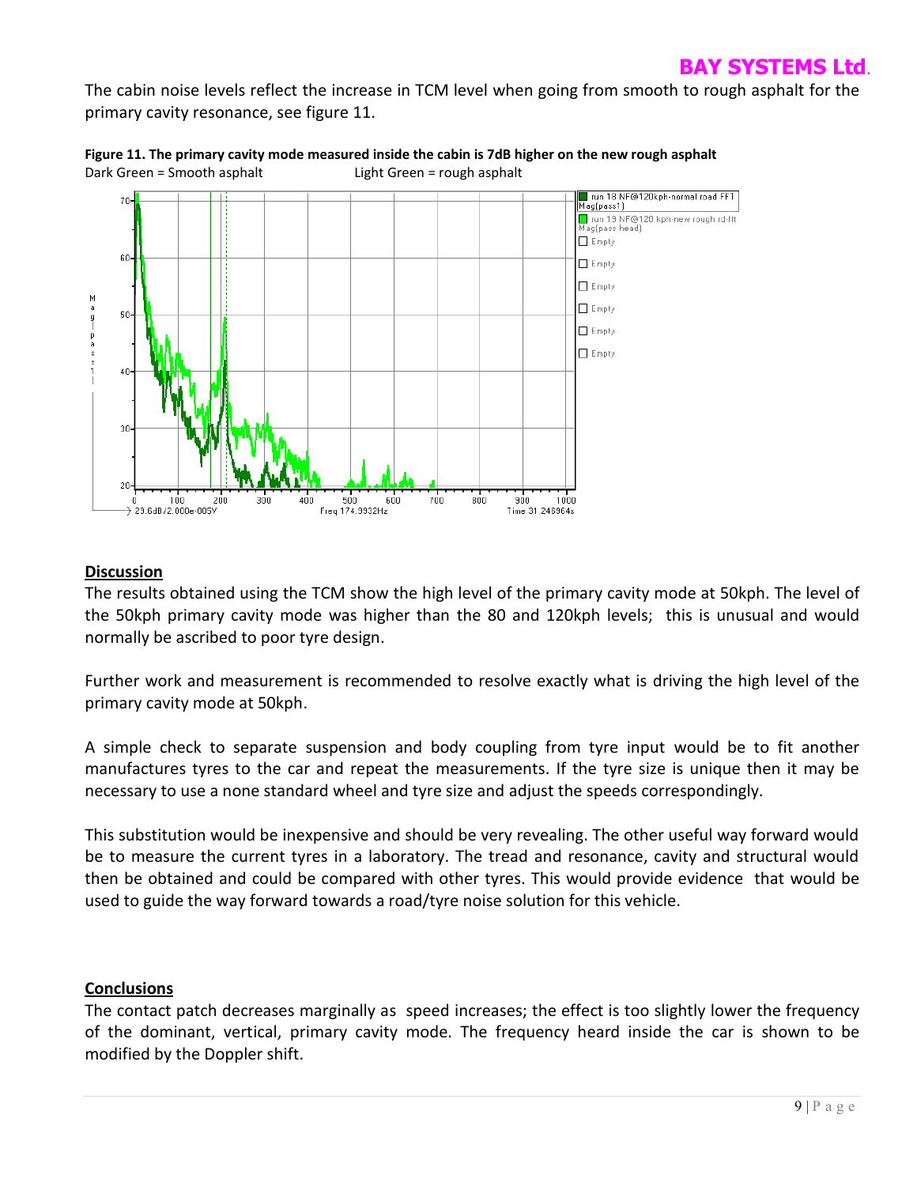The cabin noise levels reflect the increase in TCM level when going from smooth to rough asphalt for the primary cavity resonance, see figure 11.

**Figure 11. The primary cavity mode measured inside the cabin is 7dB higher on the new rough asphalt**

Dark Green = Smooth asphalt Light Green = rough asphalt

## Discussion

The results obtained using the TCM show the high level of the primary cavity mode at 50kph. The level of the 50kph primary cavity mode was higher than the 80 and 120kph levels; this is unusual and would normally be ascribed to poor tyre design.

Further work and measurement is recommended to resolve exactly what is driving the high level of the primary cavity mode at 50kph.

A simple check to separate suspension and body coupling from tyre input would be to fit another manufactures tyres to the car and repeat the measurements. If the tyre size is unique then it may be necessary to use a none standard wheel and tyre size and adjust the speeds correspondingly.

This substitution would be inexpensive and should be very revealing. The other useful way forward would be to measure the current tyres in a laboratory. The tread and resonance, cavity and structural would then be obtained and could be compared with other tyres. This would provide evidence that would be used to guide the way forward towards a road/tyre noise solution for this vehicle.

## Conclusions

The contact patch decreases marginally as speed increases; the effect is too slightly lower the frequency of the dominant, vertical, primary cavity mode. The frequency heard inside the car is shown to be modified by the Doppler shift.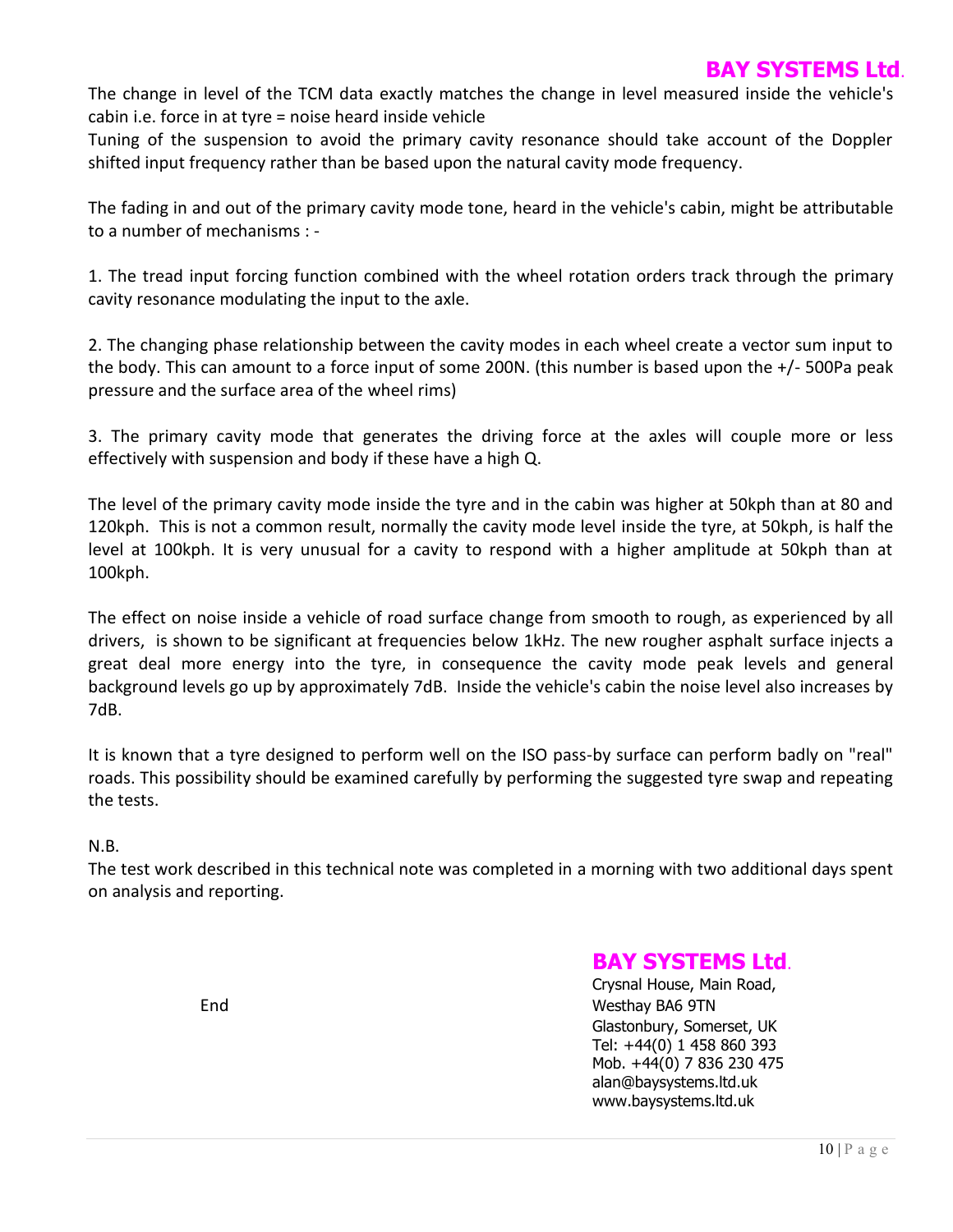The change in level of the TCM data exactly matches the change in level measured inside the vehicle's cabin i.e. force in at tyre = noise heard inside vehicle

Tuning of the suspension to avoid the primary cavity resonance should take account of the Doppler shifted input frequency rather than be based upon the natural cavity mode frequency.

The fading in and out of the primary cavity mode tone, heard in the vehicle's cabin, might be attributable to a number of mechanisms : -

1. The tread input forcing function combined with the wheel rotation orders track through the primary cavity resonance modulating the input to the axle.

2. The changing phase relationship between the cavity modes in each wheel create a vector sum input to the body. This can amount to a force input of some 200N. (this number is based upon the +/- 500Pa peak pressure and the surface area of the wheel rims)

3. The primary cavity mode that generates the driving force at the axles will couple more or less effectively with suspension and body if these have a high Q.

The level of the primary cavity mode inside the tyre and in the cabin was higher at 50kph than at 80 and 120kph. This is not a common result, normally the cavity mode level inside the tyre, at 50kph, is half the level at 100kph. It is very unusual for a cavity to respond with a higher amplitude at 50kph than at 100kph.

The effect on noise inside a vehicle of road surface change from smooth to rough, as experienced by all drivers, is shown to be significant at frequencies below 1kHz. The new rougher asphalt surface injects a great deal more energy into the tyre, in consequence the cavity mode peak levels and general background levels go up by approximately 7dB. Inside the vehicle's cabin the noise level also increases by 7dB.

It is known that a tyre designed to perform well on the ISO pass-by surface can perform badly on "real" roads. This possibility should be examined carefully by performing the suggested tyre swap and repeating the tests.

N.B.

The test work described in this technical note was completed in a morning with two additional days spent on analysis and reporting.

End

**BAY SYSTEMS Ltd.**

Crysnal House, Main Road,
Westhay BA6 9TN
Glastonbury, Somerset, UK
Tel: +44(0) 1 458 860 393
Mob. +44(0) 7 836 230 475
alan@baysystems.ltd.uk
www.baysystems.ltd.uk